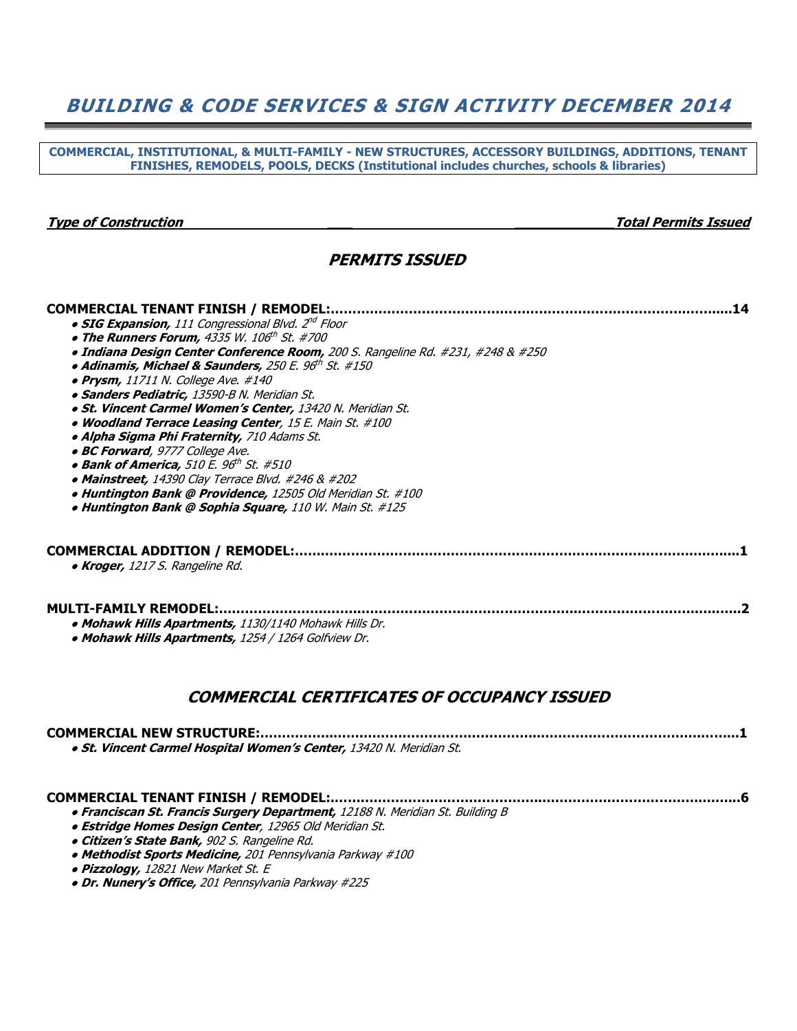# *BUILDING & CODE SERVICES & SIGN ACTIVITY DECEMBER 2014*

**COMMERCIAL, INSTITUTIONAL, & MULTI-FAMILY - NEW STRUCTURES, ACCESSORY BUILDINGS, ADDITIONS, TENANT FINISHES, REMODELS, POOLS, DECKS (Institutional includes churches, schools & libraries)**

***Type of Construction*** — ***Total Permits Issued***

## *PERMITS ISSUED*

**COMMERCIAL TENANT FINISH / REMODEL:......................................................................................14**

- ***SIG Expansion,*** *111 Congressional Blvd. 2nd Floor*
- ***The Runners Forum,*** *4335 W. 106th St. #700*
- ***Indiana Design Center Conference Room,*** *200 S. Rangeline Rd. #231, #248 & #250*
- ***Adinamis, Michael & Saunders,*** *250 E. 96th St. #150*
- ***Prysm,*** *11711 N. College Ave. #140*
- ***Sanders Pediatric,*** *13590-B N. Meridian St.*
- ***St. Vincent Carmel Women's Center,*** *13420 N. Meridian St.*
- ***Woodland Terrace Leasing Center****, 15 E. Main St. #100*
- ***Alpha Sigma Phi Fraternity,*** *710 Adams St.*
- ***BC Forward****, 9777 College Ave.*
- ***Bank of America,*** *510 E. 96th St. #510*
- ***Mainstreet,*** *14390 Clay Terrace Blvd. #246 & #202*
- ***Huntington Bank @ Providence,*** *12505 Old Meridian St. #100*
- ***Huntington Bank @ Sophia Square,*** *110 W. Main St. #125*

**COMMERCIAL ADDITION / REMODEL:...........................................................................................1**

- ***Kroger,*** *1217 S. Rangeline Rd.*

**MULTI-FAMILY REMODEL:.............................................................................................................2**

- ***Mohawk Hills Apartments,*** *1130/1140 Mohawk Hills Dr.*
- ***Mohawk Hills Apartments,*** *1254 / 1264 Golfview Dr.*

## *COMMERCIAL CERTIFICATES OF OCCUPANCY ISSUED*

**COMMERCIAL NEW STRUCTURE:..................................................................................................1**

- ***St. Vincent Carmel Hospital Women's Center,*** *13420 N. Meridian St.*

**COMMERCIAL TENANT FINISH / REMODEL:........................................................................................6**

- ***Franciscan St. Francis Surgery Department,*** *12188 N. Meridian St. Building B*
- ***Estridge Homes Design Center****, 12965 Old Meridian St.*
- ***Citizen's State Bank,*** *902 S. Rangeline Rd.*
- ***Methodist Sports Medicine,*** *201 Pennsylvania Parkway #100*
- ***Pizzology,*** *12821 New Market St. E*
- ***Dr. Nunery's Office,*** *201 Pennsylvania Parkway #225*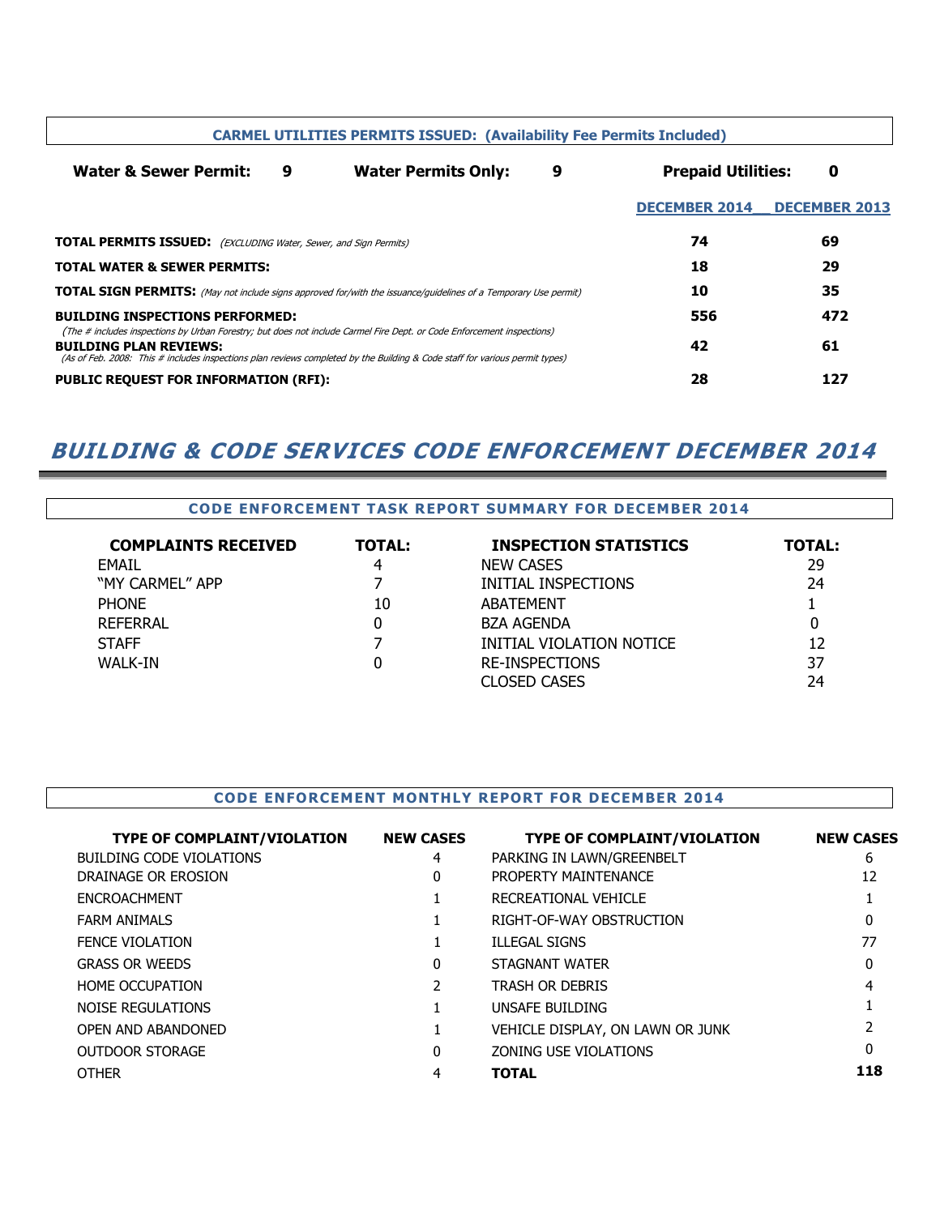**CARMEL UTILITIES PERMITS ISSUED: (Availability Fee Permits Included)**

**Water & Sewer Permit:** 9 **Water Permits Only:** 9 **Prepaid Utilities:** 0

| | DECEMBER 2014 | DECEMBER 2013 |
|---|---|---|
| **TOTAL PERMITS ISSUED:** *(EXCLUDING Water, Sewer, and Sign Permits)* | **74** | **69** |
| **TOTAL WATER & SEWER PERMITS:** | **18** | **29** |
| **TOTAL SIGN PERMITS:** *(May not include signs approved for/with the issuance/guidelines of a Temporary Use permit)* | **10** | **35** |
| **BUILDING INSPECTIONS PERFORMED:** *(The # includes inspections by Urban Forestry; but does not include Carmel Fire Dept. or Code Enforcement inspections)* | **556** | **472** |
| **BUILDING PLAN REVIEWS:** *(As of Feb. 2008: This # includes inspections plan reviews completed by the Building & Code staff for various permit types)* | **42** | **61** |
| **PUBLIC REQUEST FOR INFORMATION (RFI):** | **28** | **127** |

# *BUILDING & CODE SERVICES CODE ENFORCEMENT DECEMBER 2014*

**CODE ENFORCEMENT TASK REPORT SUMMARY FOR DECEMBER 2014**

| COMPLAINTS RECEIVED | TOTAL: | INSPECTION STATISTICS | TOTAL: |
|---|---|---|---|
| EMAIL | 4 | NEW CASES | 29 |
| "MY CARMEL" APP | 7 | INITIAL INSPECTIONS | 24 |
| PHONE | 10 | ABATEMENT | 1 |
| REFERRAL | 0 | BZA AGENDA | 0 |
| STAFF | 7 | INITIAL VIOLATION NOTICE | 12 |
| WALK-IN | 0 | RE-INSPECTIONS | 37 |
| | | CLOSED CASES | 24 |

**CODE ENFORCEMENT MONTHLY REPORT FOR DECEMBER 2014**

| TYPE OF COMPLAINT/VIOLATION | NEW CASES | TYPE OF COMPLAINT/VIOLATION | NEW CASES |
|---|---|---|---|
| BUILDING CODE VIOLATIONS | 4 | PARKING IN LAWN/GREENBELT | 6 |
| DRAINAGE OR EROSION | 0 | PROPERTY MAINTENANCE | 12 |
| ENCROACHMENT | 1 | RECREATIONAL VEHICLE | 1 |
| FARM ANIMALS | 1 | RIGHT-OF-WAY OBSTRUCTION | 0 |
| FENCE VIOLATION | 1 | ILLEGAL SIGNS | 77 |
| GRASS OR WEEDS | 0 | STAGNANT WATER | 0 |
| HOME OCCUPATION | 2 | TRASH OR DEBRIS | 4 |
| NOISE REGULATIONS | 1 | UNSAFE BUILDING | 1 |
| OPEN AND ABANDONED | 1 | VEHICLE DISPLAY, ON LAWN OR JUNK | 2 |
| OUTDOOR STORAGE | 0 | ZONING USE VIOLATIONS | 0 |
| OTHER | 4 | **TOTAL** | **118** |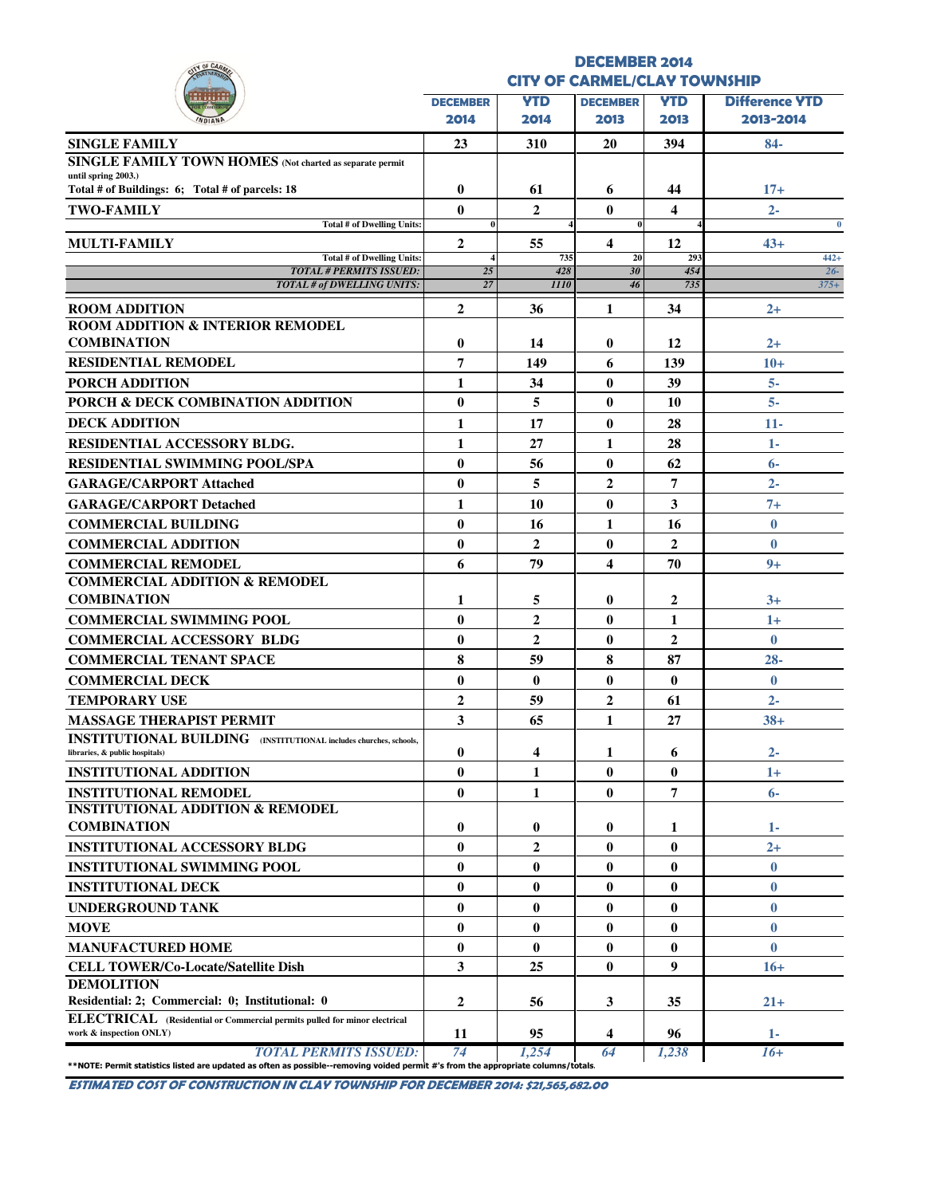## DECEMBER 2014
## CITY OF CARMEL/CLAY TOWNSHIP

| | DECEMBER 2014 | YTD 2014 | DECEMBER 2013 | YTD 2013 | Difference YTD 2013-2014 |
|---|---|---|---|---|---|
| **SINGLE FAMILY** | 23 | 310 | 20 | 394 | 84- |
| **SINGLE FAMILY TOWN HOMES** (Not charted as separate permit until spring 2003.) Total # of Buildings: 6; Total # of parcels: 18 | 0 | 61 | 6 | 44 | 17+ |
| **TWO-FAMILY** | 0 | 2 | 0 | 4 | 2- |
| Total # of Dwelling Units: | 0 | 4 | 0 | 4 | 0 |
| **MULTI-FAMILY** | 2 | 55 | 4 | 12 | 43+ |
| Total # of Dwelling Units: | 4 | 735 | 20 | 293 | 442+ |
| *TOTAL # PERMITS ISSUED:* | *25* | *428* | *30* | *454* | *26-* |
| *TOTAL # of DWELLING UNITS:* | *27* | *1110* | *46* | *735* | *375+* |
| **ROOM ADDITION** | 2 | 36 | 1 | 34 | 2+ |
| **ROOM ADDITION & INTERIOR REMODEL COMBINATION** | 0 | 14 | 0 | 12 | 2+ |
| **RESIDENTIAL REMODEL** | 7 | 149 | 6 | 139 | 10+ |
| **PORCH ADDITION** | 1 | 34 | 0 | 39 | 5- |
| **PORCH & DECK COMBINATION ADDITION** | 0 | 5 | 0 | 10 | 5- |
| **DECK ADDITION** | 1 | 17 | 0 | 28 | 11- |
| **RESIDENTIAL ACCESSORY BLDG.** | 1 | 27 | 1 | 28 | 1- |
| **RESIDENTIAL SWIMMING POOL/SPA** | 0 | 56 | 0 | 62 | 6- |
| **GARAGE/CARPORT Attached** | 0 | 5 | 2 | 7 | 2- |
| **GARAGE/CARPORT Detached** | 1 | 10 | 0 | 3 | 7+ |
| **COMMERCIAL BUILDING** | 0 | 16 | 1 | 16 | 0 |
| **COMMERCIAL ADDITION** | 0 | 2 | 0 | 2 | 0 |
| **COMMERCIAL REMODEL** | 6 | 79 | 4 | 70 | 9+ |
| **COMMERCIAL ADDITION & REMODEL COMBINATION** | 1 | 5 | 0 | 2 | 3+ |
| **COMMERCIAL SWIMMING POOL** | 0 | 2 | 0 | 1 | 1+ |
| **COMMERCIAL ACCESSORY BLDG** | 0 | 2 | 0 | 2 | 0 |
| **COMMERCIAL TENANT SPACE** | 8 | 59 | 8 | 87 | 28- |
| **COMMERCIAL DECK** | 0 | 0 | 0 | 0 | 0 |
| **TEMPORARY USE** | 2 | 59 | 2 | 61 | 2- |
| **MASSAGE THERAPIST PERMIT** | 3 | 65 | 1 | 27 | 38+ |
| **INSTITUTIONAL BUILDING** (INSTITUTIONAL includes churches, schools, libraries, & public hospitals) | 0 | 4 | 1 | 6 | 2- |
| **INSTITUTIONAL ADDITION** | 0 | 1 | 0 | 0 | 1+ |
| **INSTITUTIONAL REMODEL** | 0 | 1 | 0 | 7 | 6- |
| **INSTITUTIONAL ADDITION & REMODEL COMBINATION** | 0 | 0 | 0 | 1 | 1- |
| **INSTITUTIONAL ACCESSORY BLDG** | 0 | 2 | 0 | 0 | 2+ |
| **INSTITUTIONAL SWIMMING POOL** | 0 | 0 | 0 | 0 | 0 |
| **INSTITUTIONAL DECK** | 0 | 0 | 0 | 0 | 0 |
| **UNDERGROUND TANK** | 0 | 0 | 0 | 0 | 0 |
| **MOVE** | 0 | 0 | 0 | 0 | 0 |
| **MANUFACTURED HOME** | 0 | 0 | 0 | 0 | 0 |
| **CELL TOWER/Co-Locate/Satellite Dish** | 3 | 25 | 0 | 9 | 16+ |
| **DEMOLITION** Residential: 2; Commercial: 0; Institutional: 0 | 2 | 56 | 3 | 35 | 21+ |
| **ELECTRICAL** (Residential or Commercial permits pulled for minor electrical work & inspection ONLY) | 11 | 95 | 4 | 96 | 1- |
| *TOTAL PERMITS ISSUED:* | *74* | *1,254* | *64* | *1,238* | *16+* |

**NOTE: Permit statistics listed are updated as often as possible--removing voided permit #'s from the appropriate columns/totals.

***ESTIMATED COST OF CONSTRUCTION IN CLAY TOWNSHIP FOR DECEMBER 2014: $21,565,682.00***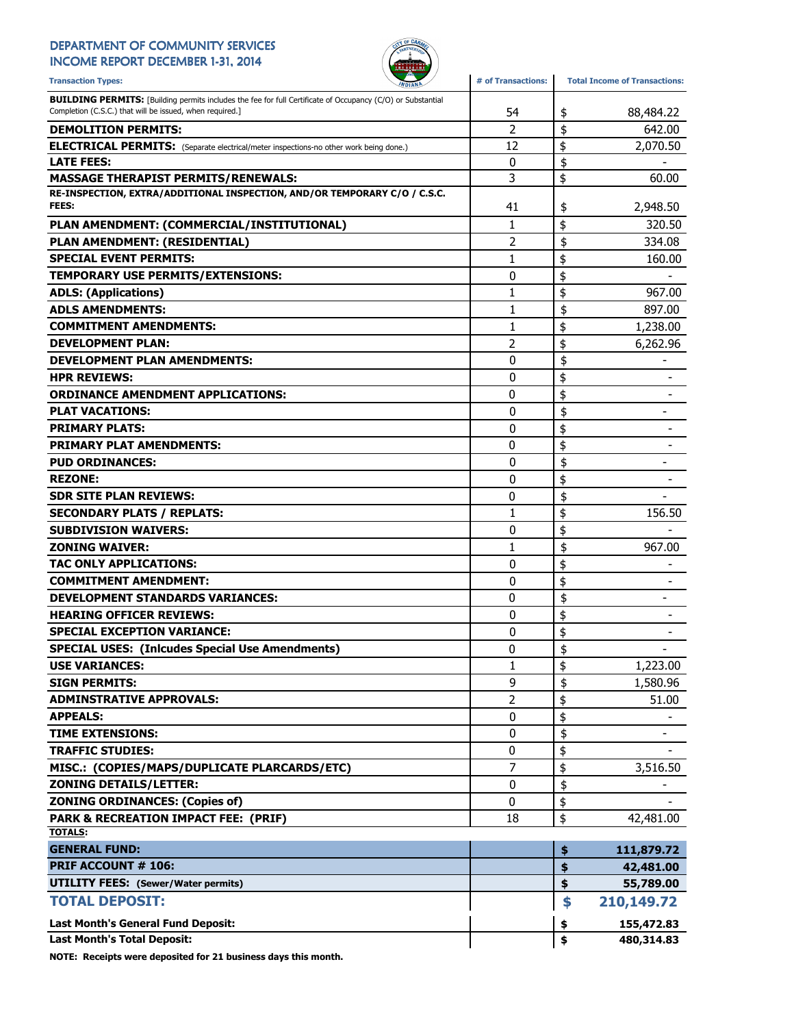# DEPARTMENT OF COMMUNITY SERVICES
## INCOME REPORT DECEMBER 1-31, 2014

| Transaction Types: | # of Transactions: | Total Income of Transactions: |
|---|---|---|
| **BUILDING PERMITS:** [Building permits includes the fee for full Certificate of Occupancy (C/O) or Substantial Completion (C.S.C.) that will be issued, when required.] | 54 | $ 88,484.22 |
| **DEMOLITION PERMITS:** | 2 | $ 642.00 |
| **ELECTRICAL PERMITS:** (Separate electrical/meter inspections-no other work being done.) | 12 | $ 2,070.50 |
| **LATE FEES:** | 0 | $ - |
| **MASSAGE THERAPIST PERMITS/RENEWALS:** | 3 | $ 60.00 |
| **RE-INSPECTION, EXTRA/ADDITIONAL INSPECTION, AND/OR TEMPORARY C/O / C.S.C. FEES:** | 41 | $ 2,948.50 |
| **PLAN AMENDMENT: (COMMERCIAL/INSTITUTIONAL)** | 1 | $ 320.50 |
| **PLAN AMENDMENT: (RESIDENTIAL)** | 2 | $ 334.08 |
| **SPECIAL EVENT PERMITS:** | 1 | $ 160.00 |
| **TEMPORARY USE PERMITS/EXTENSIONS:** | 0 | $ - |
| **ADLS: (Applications)** | 1 | $ 967.00 |
| **ADLS AMENDMENTS:** | 1 | $ 897.00 |
| **COMMITMENT AMENDMENTS:** | 1 | $ 1,238.00 |
| **DEVELOPMENT PLAN:** | 2 | $ 6,262.96 |
| **DEVELOPMENT PLAN AMENDMENTS:** | 0 | $ - |
| **HPR REVIEWS:** | 0 | $ - |
| **ORDINANCE AMENDMENT APPLICATIONS:** | 0 | $ - |
| **PLAT VACATIONS:** | 0 | $ - |
| **PRIMARY PLATS:** | 0 | $ - |
| **PRIMARY PLAT AMENDMENTS:** | 0 | $ - |
| **PUD ORDINANCES:** | 0 | $ - |
| **REZONE:** | 0 | $ - |
| **SDR SITE PLAN REVIEWS:** | 0 | $ - |
| **SECONDARY PLATS / REPLATS:** | 1 | $ 156.50 |
| **SUBDIVISION WAIVERS:** | 0 | $ - |
| **ZONING WAIVER:** | 1 | $ 967.00 |
| **TAC ONLY APPLICATIONS:** | 0 | $ - |
| **COMMITMENT AMENDMENT:** | 0 | $ - |
| **DEVELOPMENT STANDARDS VARIANCES:** | 0 | $ - |
| **HEARING OFFICER REVIEWS:** | 0 | $ - |
| **SPECIAL EXCEPTION VARIANCE:** | 0 | $ - |
| **SPECIAL USES: (Inlcudes Special Use Amendments)** | 0 | $ - |
| **USE VARIANCES:** | 1 | $ 1,223.00 |
| **SIGN PERMITS:** | 9 | $ 1,580.96 |
| **ADMINSTRATIVE APPROVALS:** | 2 | $ 51.00 |
| **APPEALS:** | 0 | $ - |
| **TIME EXTENSIONS:** | 0 | $ - |
| **TRAFFIC STUDIES:** | 0 | $ - |
| **MISC.: (COPIES/MAPS/DUPLICATE PLARCARDS/ETC)** | 7 | $ 3,516.50 |
| **ZONING DETAILS/LETTER:** | 0 | $ - |
| **ZONING ORDINANCES: (Copies of)** | 0 | $ - |
| **PARK & RECREATION IMPACT FEE: (PRIF)** | 18 | $ 42,481.00 |

**TOTALS:**

| | | |
|---|---|---|
| **GENERAL FUND:** | | **$ 111,879.72** |
| **PRIF ACCOUNT # 106:** | | **$ 42,481.00** |
| **UTILITY FEES: (Sewer/Water permits)** | | **$ 55,789.00** |
| **TOTAL DEPOSIT:** | | **$ 210,149.72** |
| **Last Month's General Fund Deposit:** | | **$ 155,472.83** |
| **Last Month's Total Deposit:** | | **$ 480,314.83** |

**NOTE: Receipts were deposited for 21 business days this month.**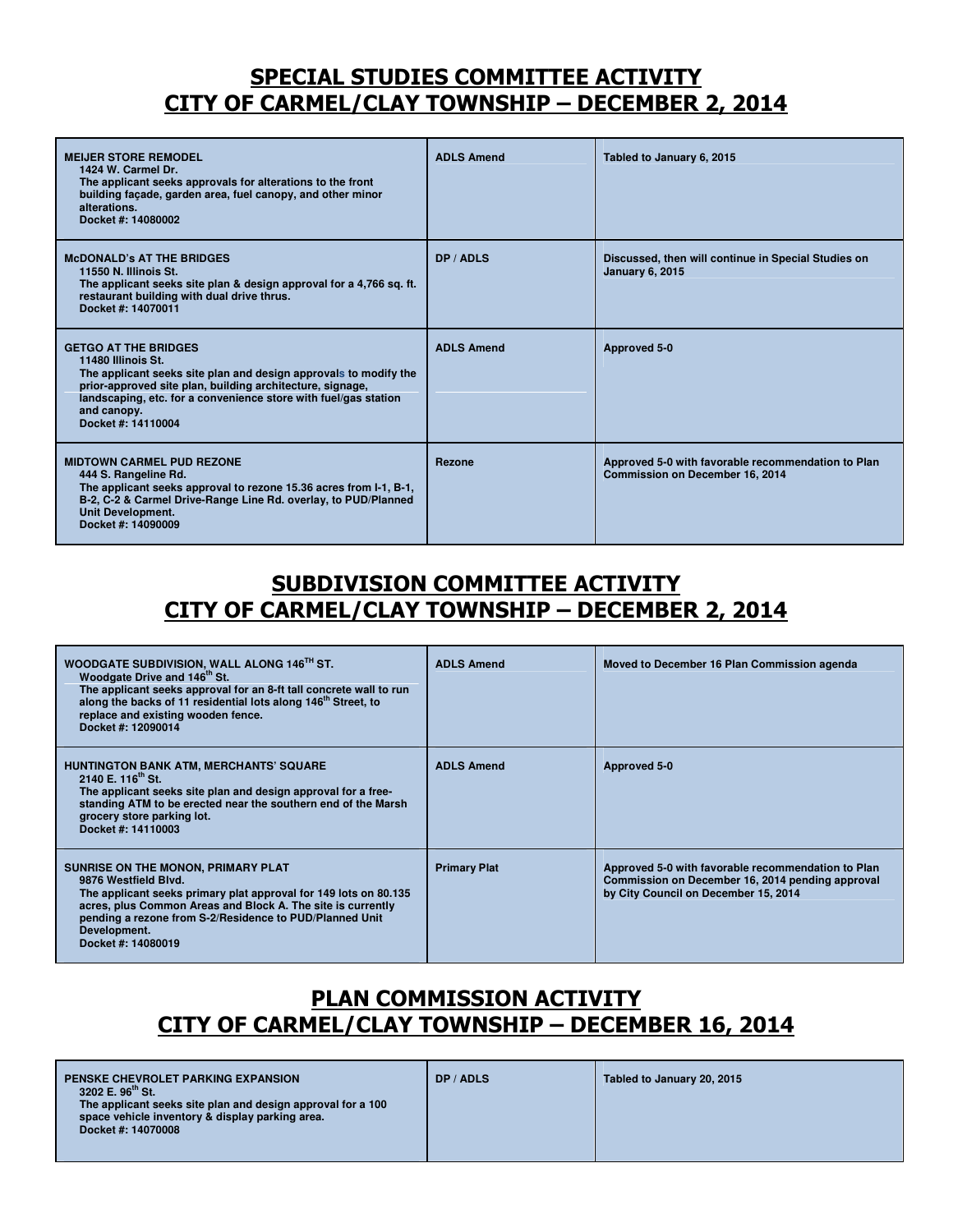# SPECIAL STUDIES COMMITTEE ACTIVITY
# CITY OF CARMEL/CLAY TOWNSHIP – DECEMBER 2, 2014

| | | |
|---|---|---|
| **MEIJER STORE REMODEL**<br>1424 W. Carmel Dr.<br>The applicant seeks approvals for alterations to the front building façade, garden area, fuel canopy, and other minor alterations.<br>Docket #: 14080002 | ADLS Amend | Tabled to January 6, 2015 |
| **McDONALD's AT THE BRIDGES**<br>11550 N. Illinois St.<br>The applicant seeks site plan & design approval for a 4,766 sq. ft. restaurant building with dual drive thrus.<br>Docket #: 14070011 | DP / ADLS | Discussed, then will continue in Special Studies on January 6, 2015 |
| **GETGO AT THE BRIDGES**<br>11480 Illinois St.<br>The applicant seeks site plan and design approvals to modify the prior-approved site plan, building architecture, signage, landscaping, etc. for a convenience store with fuel/gas station and canopy.<br>Docket #: 14110004 | ADLS Amend | Approved 5-0 |
| **MIDTOWN CARMEL PUD REZONE**<br>444 S. Rangeline Rd.<br>The applicant seeks approval to rezone 15.36 acres from I-1, B-1, B-2, C-2 & Carmel Drive-Range Line Rd. overlay, to PUD/Planned Unit Development.<br>Docket #: 14090009 | Rezone | Approved 5-0 with favorable recommendation to Plan Commission on December 16, 2014 |

# SUBDIVISION COMMITTEE ACTIVITY
# CITY OF CARMEL/CLAY TOWNSHIP – DECEMBER 2, 2014

| | | |
|---|---|---|
| **WOODGATE SUBDIVISION, WALL ALONG 146TH ST.**<br>Woodgate Drive and 146th St.<br>The applicant seeks approval for an 8-ft tall concrete wall to run along the backs of 11 residential lots along 146th Street, to replace and existing wooden fence.<br>Docket #: 12090014 | ADLS Amend | Moved to December 16 Plan Commission agenda |
| **HUNTINGTON BANK ATM, MERCHANTS' SQUARE**<br>2140 E. 116th St.<br>The applicant seeks site plan and design approval for a free-standing ATM to be erected near the southern end of the Marsh grocery store parking lot.<br>Docket #: 14110003 | ADLS Amend | Approved 5-0 |
| **SUNRISE ON THE MONON, PRIMARY PLAT**<br>9876 Westfield Blvd.<br>The applicant seeks primary plat approval for 149 lots on 80.135 acres, plus Common Areas and Block A. The site is currently pending a rezone from S-2/Residence to PUD/Planned Unit Development.<br>Docket #: 14080019 | Primary Plat | Approved 5-0 with favorable recommendation to Plan Commission on December 16, 2014 pending approval by City Council on December 15, 2014 |

# PLAN COMMISSION ACTIVITY
# CITY OF CARMEL/CLAY TOWNSHIP – DECEMBER 16, 2014

| | | |
|---|---|---|
| **PENSKE CHEVROLET PARKING EXPANSION**<br>3202 E. 96th St.<br>The applicant seeks site plan and design approval for a 100 space vehicle inventory & display parking area.<br>Docket #: 14070008 | DP / ADLS | Tabled to January 20, 2015 |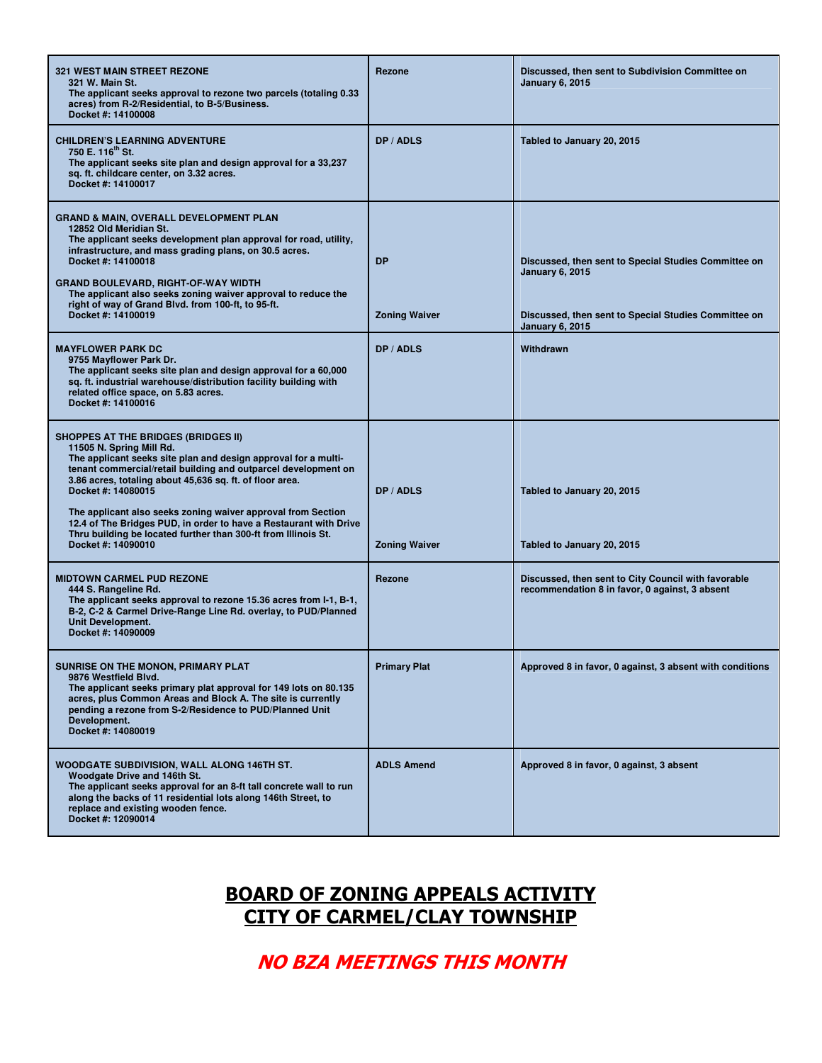| | | |
|---|---|---|
| **321 WEST MAIN STREET REZONE**<br>321 W. Main St.<br>The applicant seeks approval to rezone two parcels (totaling 0.33 acres) from R-2/Residential, to B-5/Business.<br>Docket #: 14100008 | **Rezone** | **Discussed, then sent to Subdivision Committee on January 6, 2015** |
| **CHILDREN'S LEARNING ADVENTURE**<br>750 E. 116th St.<br>The applicant seeks site plan and design approval for a 33,237 sq. ft. childcare center, on 3.32 acres.<br>Docket #: 14100017 | **DP / ADLS** | **Tabled to January 20, 2015** |
| **GRAND & MAIN, OVERALL DEVELOPMENT PLAN**<br>12852 Old Meridian St.<br>The applicant seeks development plan approval for road, utility, infrastructure, and mass grading plans, on 30.5 acres.<br>Docket #: 14100018 | **DP** | **Discussed, then sent to Special Studies Committee on January 6, 2015** |
| **GRAND BOULEVARD, RIGHT-OF-WAY WIDTH**<br>The applicant also seeks zoning waiver approval to reduce the right of way of Grand Blvd. from 100-ft, to 95-ft.<br>Docket #: 14100019 | **Zoning Waiver** | **Discussed, then sent to Special Studies Committee on January 6, 2015** |
| **MAYFLOWER PARK DC**<br>9755 Mayflower Park Dr.<br>The applicant seeks site plan and design approval for a 60,000 sq. ft. industrial warehouse/distribution facility building with related office space, on 5.83 acres.<br>Docket #: 14100016 | **DP / ADLS** | **Withdrawn** |
| **SHOPPES AT THE BRIDGES (BRIDGES II)**<br>11505 N. Spring Mill Rd.<br>The applicant seeks site plan and design approval for a multi-tenant commercial/retail building and outparcel development on 3.86 acres, totaling about 45,636 sq. ft. of floor area.<br>Docket #: 14080015 | **DP / ADLS** | **Tabled to January 20, 2015** |
| The applicant also seeks zoning waiver approval from Section 12.4 of The Bridges PUD, in order to have a Restaurant with Drive Thru building be located further than 300-ft from Illinois St.<br>Docket #: 14090010 | **Zoning Waiver** | **Tabled to January 20, 2015** |
| **MIDTOWN CARMEL PUD REZONE**<br>444 S. Rangeline Rd.<br>The applicant seeks approval to rezone 15.36 acres from I-1, B-1, B-2, C-2 & Carmel Drive-Range Line Rd. overlay, to PUD/Planned Unit Development.<br>Docket #: 14090009 | **Rezone** | **Discussed, then sent to City Council with favorable recommendation 8 in favor, 0 against, 3 absent** |
| **SUNRISE ON THE MONON, PRIMARY PLAT**<br>9876 Westfield Blvd.<br>The applicant seeks primary plat approval for 149 lots on 80.135 acres, plus Common Areas and Block A. The site is currently pending a rezone from S-2/Residence to PUD/Planned Unit Development.<br>Docket #: 14080019 | **Primary Plat** | **Approved 8 in favor, 0 against, 3 absent with conditions** |
| **WOODGATE SUBDIVISION, WALL ALONG 146TH ST.**<br>Woodgate Drive and 146th St.<br>The applicant seeks approval for an 8-ft tall concrete wall to run along the backs of 11 residential lots along 146th Street, to replace and existing wooden fence.<br>Docket #: 12090014 | **ADLS Amend** | **Approved 8 in favor, 0 against, 3 absent** |

## BOARD OF ZONING APPEALS ACTIVITY
## CITY OF CARMEL/CLAY TOWNSHIP

***NO BZA MEETINGS THIS MONTH***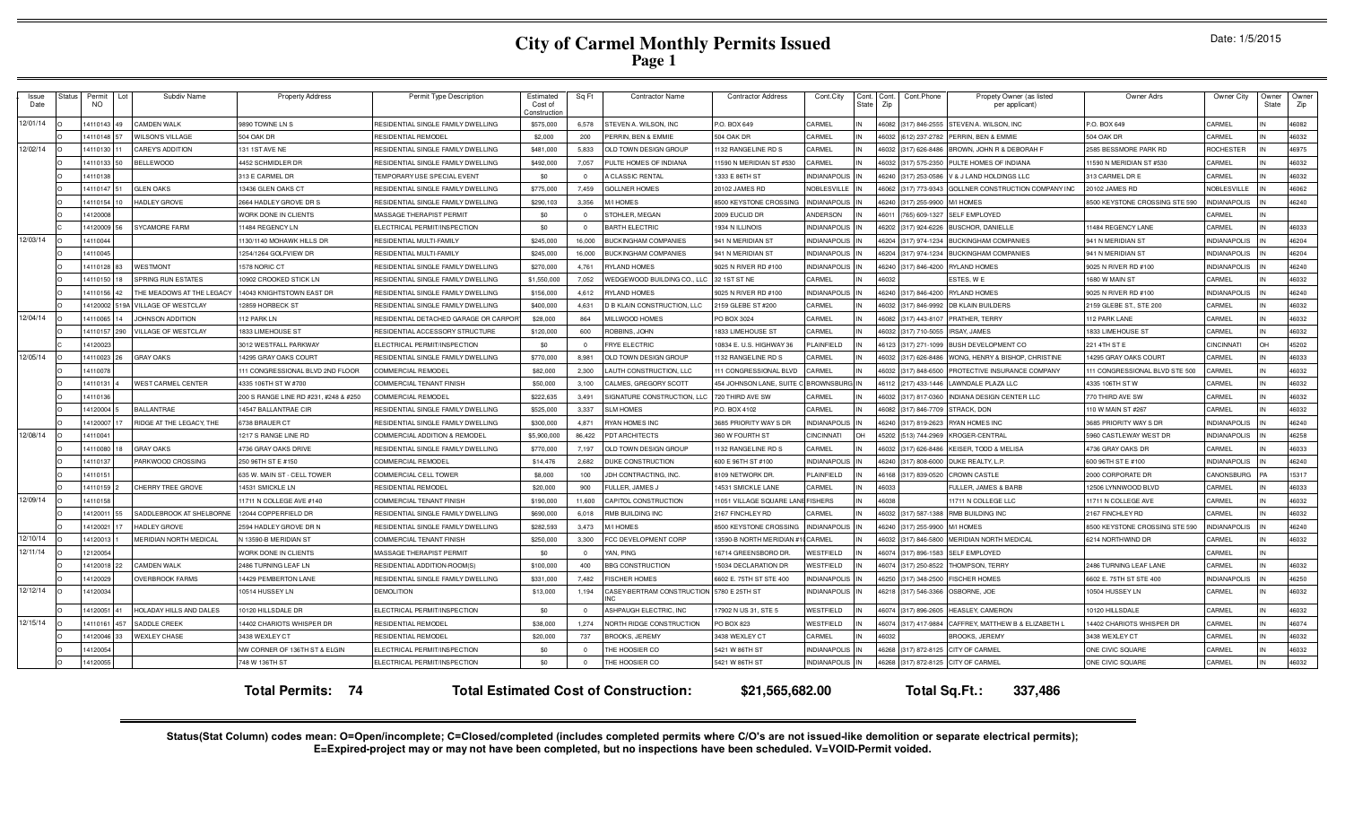# City of Carmel Monthly Permits Issued

Date: 1/5/2015

| Issue Date | Status | Permit NO | Lot | Subdiv Name | Property Address | Permit Type Description | Estimated Cost of Construction | Sq Ft | Contractor Name | Contractor Address | Cont.City | Cont. State | Cont. Zip | Cont.Phone | Propety Owner (as listed per applicant) | Owner Adrs | Owner City | Owner State | Owner Zip |
|---|---|---|---|---|---|---|---|---|---|---|---|---|---|---|---|---|---|---|---|
| 12/01/14 | O | 14110143 | 49 | CAMDEN WALK | 9890 TOWNE LN S | RESIDENTIAL SINGLE FAMILY DWELLING | $575,000 | 6,578 | STEVEN A. WILSON, INC | P.O. BOX 649 | CARMEL | IN | 46082 | (317) 846-2555 | STEVEN A. WILSON, INC | P.O. BOX 649 | CARMEL | IN | 46082 |
| | O | 14110148 | 57 | WILSON'S VILLAGE | 504 OAK DR | RESIDENTIAL REMODEL | $2,000 | 200 | PERRIN, BEN & EMMIE | 504 OAK DR | CARMEL | IN | 46032 | (612) 237-2782 | PERRIN, BEN & EMMIE | 504 OAK DR | CARMEL | IN | 46032 |
| 12/02/14 | O | 14110130 | 11 | CAREY'S ADDITION | 131 1ST AVE NE | RESIDENTIAL SINGLE FAMILY DWELLING | $481,000 | 5,833 | OLD TOWN DESIGN GROUP | 1132 RANGELINE RD S | CARMEL | IN | 46032 | (317) 626-8486 | BROWN, JOHN R & DEBORAH F | 2585 BESSMORE PARK RD | ROCHESTER | IN | 46975 |
| | O | 14110133 | 50 | BELLEWOOD | 4452 SCHMIDLER DR | RESIDENTIAL SINGLE FAMILY DWELLING | $492,000 | 7,057 | PULTE HOMES OF INDIANA | 11590 N MERIDIAN ST #530 | CARMEL | IN | 46032 | (317) 575-2350 | PULTE HOMES OF INDIANA | 11590 N MERIDIAN ST #530 | CARMEL | IN | 46032 |
| | O | 14110138 | | | 313 E CARMEL DR | TEMPORARY USE SPECIAL EVENT | $0 | 0 | A CLASSIC RENTAL | 1333 E 86TH ST | INDIANAPOLIS | IN | 46240 | (317) 253-0586 | V & J LAND HOLDINGS LLC | 313 CARMEL DR E | CARMEL | IN | 46032 |
| | O | 14110147 | 51 | GLEN OAKS | 13436 GLEN OAKS CT | RESIDENTIAL SINGLE FAMILY DWELLING | $775,000 | 7,459 | GOLLNER HOMES | 20102 JAMES RD | NOBLESVILLE | IN | 46062 | (317) 773-9343 | GOLLNER CONSTRUCTION COMPANY INC | 20102 JAMES RD | NOBLESVILLE | IN | 46062 |
| | O | 14110154 | 10 | HADLEY GROVE | 2664 HADLEY GROVE DR S | RESIDENTIAL SINGLE FAMILY DWELLING | $290,103 | 3,356 | M/I HOMES | 8500 KEYSTONE CROSSING | INDIANAPOLIS | IN | 46240 | (317) 255-9900 | M/I HOMES | 8500 KEYSTONE CROSSING STE 590 | INDIANAPOLIS | IN | 46240 |
| | O | 14120008 | | | WORK DONE IN CLIENTS | MASSAGE THERAPIST PERMIT | $0 | 0 | STOHLER, MEGAN | 2009 EUCLID DR | ANDERSON | IN | 46011 | (765) 609-1327 | SELF EMPLOYED | | CARMEL | IN | |
| | C | 14120009 | 56 | SYCAMORE FARM | 11484 REGENCY LN | ELECTRICAL PERMIT/INSPECTION | $0 | 0 | BARTH ELECTRIC | 1934 N ILLINOIS | INDIANAPOLIS | IN | 46202 | (317) 924-6226 | BUSCHOR, DANIELLE | 11484 REGENCY LANE | CARMEL | IN | 46033 |
| 12/03/14 | O | 14110044 | | | 1130/1140 MOHAWK HILLS DR | RESIDENTIAL MULTI-FAMILY | $245,000 | 16,000 | BUCKINGHAM COMPANIES | 941 N MERIDIAN ST | INDIANAPOLIS | IN | 46204 | (317) 974-1234 | BUCKINGHAM COMPANIES | 941 N MERIDIAN ST | INDIANAPOLIS | IN | 46204 |
| | O | 14110045 | | | 1254/1264 GOLFVIEW DR | RESIDENTIAL MULTI-FAMILY | $245,000 | 16,000 | BUCKINGHAM COMPANIES | 941 N MERIDIAN ST | INDIANAPOLIS | IN | 46204 | (317) 974-1234 | BUCKINGHAM COMPANIES | 941 N MERIDIAN ST | INDIANAPOLIS | IN | 46204 |
| | O | 14110128 | 83 | WESTMONT | 1578 NORIC CT | RESIDENTIAL SINGLE FAMILY DWELLING | $270,000 | 4,761 | RYLAND HOMES | 9025 N RIVER RD #100 | INDIANAPOLIS | IN | 46240 | (317) 846-4200 | RYLAND HOMES | 9025 N RIVER RD #100 | INDIANAPOLIS | IN | 46240 |
| | O | 14110150 | 18 | SPRING RUN ESTATES | 10902 CROOKED STICK LN | RESIDENTIAL SINGLE FAMILY DWELLING | $1,550,000 | 7,052 | WEDGEWOOD BUILDING CO., LLC | 32 1ST ST NE | CARMEL | IN | 46032 | | ESTES, W E | 1680 W MAIN ST | CARMEL | IN | 46032 |
| | O | 14110156 | 42 | THE MEADOWS AT THE LEGACY | 14043 KNIGHTSTOWN EAST DR | RESIDENTIAL SINGLE FAMILY DWELLING | $156,000 | 4,612 | RYLAND HOMES | 9025 N RIVER RD #100 | INDIANAPOLIS | IN | 46240 | (317) 846-4200 | RYLAND HOMES | 9025 N RIVER RD #100 | INDIANAPOLIS | IN | 46240 |
| | O | 14120002 | 519A | VILLAGE OF WESTCLAY | 12859 HORBECK ST | RESIDENTIAL SINGLE FAMILY DWELLING | $400,000 | 4,631 | D B KLAIN CONSTRUCTION, LLC | 2159 GLEBE ST #200 | CARMEL | IN | 46032 | (317) 846-9992 | DB KLAIN BUILDERS | 2159 GLEBE ST., STE 200 | CARMEL | IN | 46032 |
| 12/04/14 | O | 14110065 | 14 | JOHNSON ADDITION | 112 PARK LN | RESIDENTIAL DETACHED GARAGE OR CARPORT | $28,000 | 864 | MILLWOOD HOMES | PO BOX 3024 | CARMEL | IN | 46082 | (317) 443-8107 | PRATHER, TERRY | 112 PARK LANE | CARMEL | IN | 46032 |
| | O | 14110157 | 290 | VILLAGE OF WESTCLAY | 1833 LIMEHOUSE ST | RESIDENTIAL ACCESSORY STRUCTURE | $120,000 | 600 | ROBBINS, JOHN | 1833 LIMEHOUSE ST | CARMEL | IN | 46032 | (317) 710-5055 | IRSAY, JAMES | 1833 LIMEHOUSE ST | CARMEL | IN | 46032 |
| | C | 14120023 | | | 3012 WESTFALL PARKWAY | ELECTRICAL PERMIT/INSPECTION | $0 | 0 | FRYE ELECTRIC | 10834 E. U.S. HIGHWAY 36 | PLAINFIELD | IN | 46123 | (317) 271-1099 | BUSH DEVELOPMENT CO | 221 4TH ST E | CINCINNATI | OH | 45202 |
| 12/05/14 | O | 14110023 | 26 | GRAY OAKS | 14295 GRAY OAKS COURT | RESIDENTIAL SINGLE FAMILY DWELLING | $770,000 | 8,981 | OLD TOWN DESIGN GROUP | 1132 RANGELINE RD S | CARMEL | IN | 46032 | (317) 626-8486 | WONG, HENRY & BISHOP, CHRISTINE | 14295 GRAY OAKS COURT | CARMEL | IN | 46033 |
| | O | 14110078 | | | 111 CONGRESSIONAL BLVD 2ND FLOOR | COMMERCIAL REMODEL | $82,000 | 2,300 | LAUTH CONSTRUCTION, LLC | 111 CONGRESSIONAL BLVD | CARMEL | IN | 46032 | (317) 848-6500 | PROTECTIVE INSURANCE COMPANY | 111 CONGRESSIONAL BLVD STE 500 | CARMEL | IN | 46032 |
| | O | 14110131 | 4 | WEST CARMEL CENTER | 4335 106TH ST W #700 | COMMERCIAL TENANT FINISH | $50,000 | 3,100 | CALMES, GREGORY SCOTT | 454 JOHNSON LANE, SUITE C | BROWNSBURG | IN | 46112 | (317) 433-1446 | LAWNDALE PLAZA LLC | 4335 106TH ST W | CARMEL | IN | 46032 |
| | O | 14110136 | | | 200 S RANGE LINE RD #231, #248 & #250 | COMMERCIAL REMODEL | $222,635 | 3,491 | SIGNATURE CONSTRUCTION, LLC | 720 THIRD AVE SW | CARMEL | IN | 46032 | (317) 817-0360 | INDIANA DESIGN CENTER LLC | 770 THIRD AVE SW | CARMEL | IN | 46032 |
| | O | 14120004 | 5 | BALLANTRAE | 14547 BALLANTRAE CIR | RESIDENTIAL SINGLE FAMILY DWELLING | $525,000 | 3,337 | SLM HOMES | P.O. BOX 4102 | CARMEL | IN | 46082 | (317) 846-7709 | STRACK, DON | 110 W MAIN ST #267 | CARMEL | IN | 46032 |
| | O | 14120007 | 17 | RIDGE AT THE LEGACY, THE | 6738 BRAUER CT | RESIDENTIAL SINGLE FAMILY DWELLING | $300,000 | 4,871 | RYAN HOMES INC | 3685 PRIORITY WAY S DR | INDIANAPOLIS | IN | 46240 | (317) 819-2623 | RYAN HOMES INC | 3685 PRIORITY WAY S DR | INDIANAPOLIS | IN | 46240 |
| 12/08/14 | O | 14110041 | | | 1217 S RANGE LINE RD | COMMERCIAL ADDITION & REMODEL | $5,900,000 | 86,422 | PDT ARCHITECTS | 360 W FOURTH ST | CINCINNATI | OH | 45202 | (513) 744-2969 | KROGER-CENTRAL | 5960 CASTLEWAY WEST DR | INDIANAPOLIS | IN | 46258 |
| | O | 14110080 | 18 | GRAY OAKS | 4736 GRAY OAKS DRIVE | RESIDENTIAL SINGLE FAMILY DWELLING | $770,000 | 7,197 | OLD TOWN DESIGN GROUP | 1132 RANGELINE RD S | CARMEL | IN | 46032 | (317) 626-8486 | KEISER, TODD & MELISA | 4736 GRAY OAKS DR | CARMEL | IN | 46033 |
| | O | 14110137 | | PARKWOOD CROSSING | 250 96TH ST E #150 | COMMERCIAL REMODEL | $14,476 | 2,682 | DUKE CONSTRUCTION | 600 E 96TH ST #100 | INDIANAPOLIS | IN | 46240 | (317) 808-6000 | DUKE REALTY, L.P. | 600 96TH ST E #100 | INDIANAPOLIS | IN | 46240 |
| | O | 14110151 | | | 635 W. MAIN ST - CELL TOWER | COMMERCIAL CELL TOWER | $8,000 | 100 | JDH CONTRACTING, INC. | 8109 NETWORK DR. | PLAINFIELD | IN | 46168 | (317) 839-0520 | CROWN CASTLE | 2000 CORPORATE DR | CANONSBURG | PA | 15317 |
| | O | 14110159 | 2 | CHERRY TREE GROVE | 14531 SMICKLE LN | RESIDENTIAL REMODEL | $20,000 | 900 | FULLER, JAMES J | 14531 SMICKLE LANE | CARMEL | IN | 46033 | | FULLER, JAMES & BARB | 12506 LYNNWOOD BLVD | CARMEL | IN | 46033 |
| 12/09/14 | O | 14110158 | | | 11711 N COLLEGE AVE #140 | COMMERCIAL TENANT FINISH | $190,000 | 11,600 | CAPITOL CONSTRUCTION | 11051 VILLAGE SQUARE LANE | FISHERS | IN | 46038 | | 11711 N COLLEGE LLC | 11711 N COLLEGE AVE | CARMEL | IN | 46032 |
| | O | 14120011 | 55 | SADDLEBROOK AT SHELBORNE | 12044 COPPERFIELD DR | RESIDENTIAL SINGLE FAMILY DWELLING | $690,000 | 6,018 | RMB BUILDING INC | 2167 FINCHLEY RD | CARMEL | IN | 46032 | (317) 587-1388 | RMB BUILDING INC | 2167 FINCHLEY RD | CARMEL | IN | 46032 |
| | O | 14120021 | 17 | HADLEY GROVE | 2594 HADLEY GROVE DR N | RESIDENTIAL SINGLE FAMILY DWELLING | $282,593 | 3,473 | M/I HOMES | 8500 KEYSTONE CROSSING | INDIANAPOLIS | IN | 46240 | (317) 255-9900 | M/I HOMES | 8500 KEYSTONE CROSSING STE 590 | INDIANAPOLIS | IN | 46240 |
| 12/10/14 | O | 14120013 | 1 | MERIDIAN NORTH MEDICAL | N 13590-B MERIDIAN ST | COMMERCIAL TENANT FINISH | $250,000 | 3,300 | FCC DEVELOPMENT CORP | 13590-B NORTH MERIDIAN #10 | CARMEL | IN | 46032 | (317) 846-5800 | MERIDIAN NORTH MEDICAL | 6214 NORTHWIND DR | CARMEL | IN | 46032 |
| 12/11/14 | O | 12120054 | | | WORK DONE IN CLIENTS | MASSAGE THERAPIST PERMIT | $0 | 0 | YAN, PING | 16714 GREENSBORO DR. | WESTFIELD | IN | 46074 | (317) 896-1583 | SELF EMPLOYED | | CARMEL | IN | |
| | O | 14120018 | 22 | CAMDEN WALK | 2486 TURNING LEAF LN | RESIDENTIAL ADDITION-ROOM(S) | $100,000 | 400 | BBG CONSTRUCTION | 15034 DECLARATION DR | WESTFIELD | IN | 46074 | (317) 250-8522 | THOMPSON, TERRY | 2486 TURNING LEAF LANE | CARMEL | IN | 46032 |
| | O | 14120029 | | OVERBROOK FARMS | 14429 PEMBERTON LANE | RESIDENTIAL SINGLE FAMILY DWELLING | $331,000 | 7,482 | FISCHER HOMES | 6602 E. 75TH ST STE 400 | INDIANAPOLIS | IN | 46250 | (317) 348-2500 | FISCHER HOMES | 6602 E. 75TH ST STE 400 | INDIANAPOLIS | IN | 46250 |
| 12/12/14 | O | 14120034 | | | 10514 HUSSEY LN | DEMOLITION | $13,000 | 1,194 | CASEY-BERTRAM CONSTRUCTION INC | 5780 E 25TH ST | INDIANAPOLIS | IN | 46218 | (317) 546-3366 | OSBORNE, JOE | 10504 HUSSEY LN | CARMEL | IN | 46032 |
| | O | 14120051 | 41 | HOLADAY HILLS AND DALES | 10120 HILLSDALE DR | ELECTRICAL PERMIT/INSPECTION | $0 | 0 | ASHPAUGH ELECTRIC, INC | 17902 N US 31, STE 5 | WESTFIELD | IN | 46074 | (317) 896-2605 | HEASLEY, CAMERON | 10120 HILLSDALE | CARMEL | IN | 46032 |
| 12/15/14 | O | 14110161 | 457 | SADDLE CREEK | 14402 CHARIOTS WHISPER DR | RESIDENTIAL REMODEL | $38,000 | 1,274 | NORTH RIDGE CONSTRUCTION | PO BOX 823 | WESTFIELD | IN | 46074 | (317) 417-9884 | CAFFREY, MATTHEW B & ELIZABETH L | 14402 CHARIOTS WHISPER DR | CARMEL | IN | 46074 |
| | O | 14120046 | 33 | WEXLEY CHASE | 3438 WEXLEY CT | RESIDENTIAL REMODEL | $20,000 | 737 | BROOKS, JEREMY | 3438 WEXLEY CT | CARMEL | IN | 46032 | | BROOKS, JEREMY | 3438 WEXLEY CT | CARMEL | IN | 46032 |
| | O | 14120054 | | | NW CORNER OF 136TH ST & ELGIN | ELECTRICAL PERMIT/INSPECTION | $0 | 0 | THE HOOSIER CO | 5421 W 86TH ST | INDIANAPOLIS | IN | 46268 | (317) 872-8125 | CITY OF CARMEL | ONE CIVIC SQUARE | CARMEL | IN | 46032 |
| | O | 14120055 | | | 748 W 136TH ST | ELECTRICAL PERMIT/INSPECTION | $0 | 0 | THE HOOSIER CO | 5421 W 86TH ST | INDIANAPOLIS | IN | 46268 | (317) 872-8125 | CITY OF CARMEL | ONE CIVIC SQUARE | CARMEL | IN | 46032 |

**Total Permits: 74** **Total Estimated Cost of Construction: $21,565,682.00** **Total Sq.Ft.: 337,486**

**Status(Stat Column) codes mean: O=Open/incomplete; C=Closed/completed (includes completed permits where C/O's are not issued-like demolition or separate electrical permits); E=Expired-project may or may not have been completed, but no inspections have been scheduled. V=VOID-Permit voided.**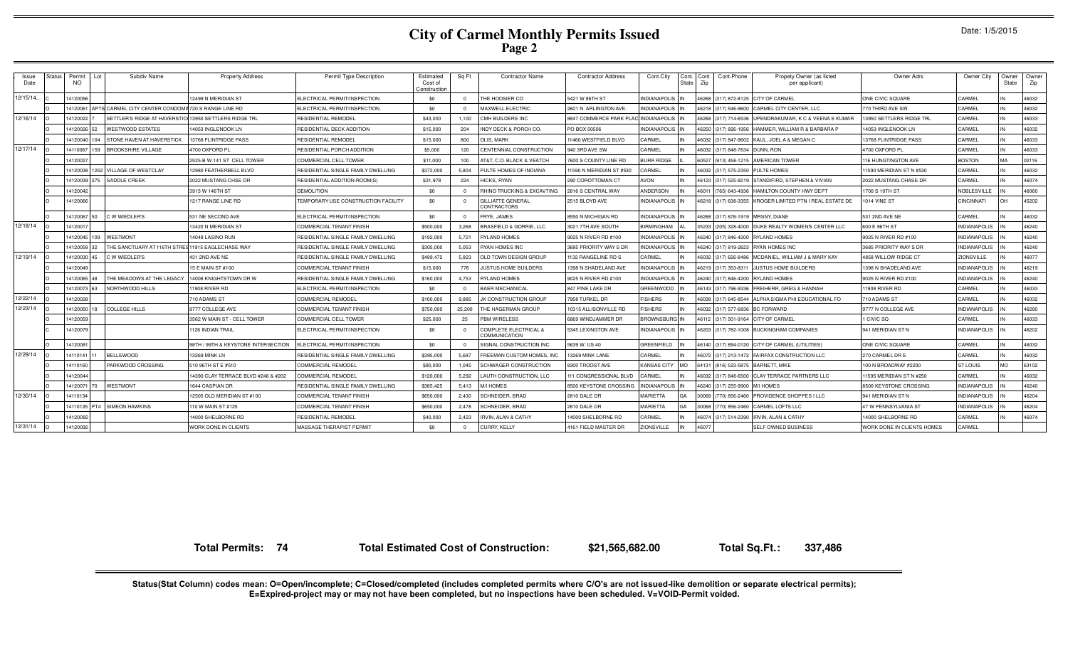# City of Carmel Monthly Permits Issued
## Page 2

Date: 1/5/2015

| Issue Date | Status | Permit NO | Lot | Subdiv Name | Property Address | Permit Type Description | Estimated Cost of Construction | Sq Ft | Contractor Name | Contractor Address | Cont.City | Cont. State | Cont. Zip | Cont.Phone | Propety Owner (as listed per applicant) | Owner Adrs | Owner City | Owner State | Owner Zip |
|---|---|---|---|---|---|---|---|---|---|---|---|---|---|---|---|---|---|---|---|
| 12/15/14... | C | 14120056 | | | 12499 N MERIDIAN ST | ELECTRICAL PERMIT/INSPECTION | $0 | 0 | THE HOOSIER CO | 5421 W 86TH ST | INDIANAPOLIS | IN | 46268 | (317) 872-8125 | CITY OF CARMEL | ONE CIVIC SQUARE | CARMEL | IN | 46032 |
| | O | 14120061 | APTS | CARMEL CITY CENTER CONDOMINI | 720 S RANGE LINE RD | ELECTRICAL PERMIT/INSPECTION | $0 | 0 | MAXWELL ELECTRIC | 2601 N. ARLINGTON AVE. | INDIANAPOLIS | IN | 46218 | (317) 546-9600 | CARMEL CITY CENTER, LLC | 770 THIRD AVE SW | CARMEL | IN | 46032 |
| 12/16/14 | O | 14120022 | 7 | SETTLER'S RIDGE AT HAVERSTICK | 13950 SETTLERS RIDGE TRL | RESIDENTIAL REMODEL | $43,000 | 1,100 | CMH BUILDERS INC | 8847 COMMERCE PARK PLACE | INDIANAPOLIS | IN | 46268 | (317) 714-6536 | UPENDRAKUMAR, K C & VEENA S KUMAR | 13950 SETTLERS RIDGE TRL | CARMEL | IN | 46033 |
| | O | 14120026 | 52 | WESTWOOD ESTATES | 14053 INGLENOOK LN | RESIDENTIAL DECK ADDITION | $15,000 | 204 | INDY DECK & PORCH CO. | PO BOX 50506 | INDIANAPOLIS | IN | 46250 | (317) 826-1956 | HAMMER, WILLIAM R & BARBARA P | 14053 INGLENOOK LN | CARMEL | IN | 46032 |
| | O | 14120040 | 104 | STONE HAVEN AT HAVERSTICK | 13768 FLINTRIDGE PASS | RESIDENTIAL REMODEL | $15,000 | 800 | OLIS, MARK | 11460 WESTFIELD BLVD | CARMEL | IN | 46032 | (317) 847-9602 | KAUL, JOEL A & MEGAN C | 13768 FLINTRIDGE PASS | CARMEL | IN | 46033 |
| 12/17/14 | O | 14110067 | 159 | BROOKSHIRE VILLAGE | 4700 OXFORD PL | RESIDENTIAL PORCH ADDITION | $5,000 | 120 | CENTENNIAL CONSTRUCTION | 940 3RD AVE SW | CARMEL | IN | 46032 | (317) 848-7634 | DUNN, RON | 4700 OXFORD PL | CARMEL | IN | 46033 |
| | O | 14120027 | | | 2525-B W 141 ST CELL TOWER | COMMERCIAL CELL TOWER | $11,000 | 100 | AT&T, C.O. BLACK & VEATCH | 7600 S COUNTY LINE RD | BURR RIDGE | IL | 60527 | (913) 458-1215 | AMERICAN TOWER | 116 HUNGTINGTON AVE | BOSTON | MA | 02116 |
| | O | 14120038 | 1252 | VILLAGE OF WESTCLAY | 12980 FEATHERBELL BLVD | RESIDENTIAL SINGLE FAMILY DWELLING | $372,000 | 5,804 | PULTE HOMES OF INDIANA | 11590 N MERIDIAN ST #530 | CARMEL | IN | 46032 | (317) 575-2350 | PULTE HOMES | 11590 MERIDIAN ST N #530 | CARMEL | IN | 46032 |
| | O | 14120039 | 275 | SADDLE CREEK | 2022 MUSTANG CHSE DR | RESIDENTIAL ADDITION-ROOM(S) | $31,978 | 224 | HICKS, RYAN | 290 COROTTOMAN CT | AVON | IN | 46123 | (317) 525-9219 | STANDIFIRD, STEPHEN & VIVIAN | 2022 MUSTANG CHASE DR | CARMEL | IN | 46074 |
| | O | 14120042 | | | 3915 W 146TH ST | DEMOLITION | $0 | 0 | RHINO TRUCKING & EXCAVTING | 2816 S CENTRAL WAY | ANDERSON | IN | 46011 | (765) 643-4936 | HAMILTON COUNTY HWY DEPT | 1700 S 10TH ST | NOBLESVILLE | IN | 46060 |
| | O | 14120066 | | | 1217 RANGE LINE RD | TEMPORARY USE CONSTRUCTION FACILITY | $0 | 0 | GILLIATTE GENERAL CONTRACTORS | 2515 BLOYD AVE | INDIANAPOLIS | IN | 46218 | (317) 638-3355 | KROGER LIMITED PTN I REAL ESTATE DE | 1014 VINE ST | CINCINNATI | OH | 45202 |
| | O | 14120067 | 50 | C W WIEDLER'S | 531 NE SECOND AVE | ELECTRICAL PERMIT/INSPECTION | $0 | 0 | FRYE, JAMES | 8550 N MICHIGAN RD | INDIANAPOLIS | IN | 46268 | (317) 876-1919 | MRSNY, DIANE | 531 2ND AVE NE | CARMEL | IN | 46032 |
| 12/18/14 | O | 14120017 | | | 13420 N MERIDIAN ST | COMMERCIAL TENANT FINISH | $500,000 | 3,268 | BRASFIELD & GORRIE, LLC | 3021 7TH AVE SOUTH | BIRMINGHAM | AL | 35233 | (205) 328-4000 | DUKE REALTY WOMEN'S CENTER LLC | 600 E 96TH ST | INDIANAPOLIS | IN | 46240 |
| | O | 14120045 | 109 | WESTMONT | 14048 LASINO RUN | RESIDENTIAL SINGLE FAMILY DWELLING | $192,000 | 5,721 | RYLAND HOMES | 9025 N RIVER RD #100 | INDIANAPOLIS | IN | 46240 | (317) 846-4200 | RYLAND HOMES | 9025 N RIVER RD #100 | INDIANAPOLIS | IN | 46240 |
| | O | 14120058 | 32 | THE SANCTUARY AT 116TH STREE | 11915 EAGLECHASE WAY | RESIDENTIAL SINGLE FAMILY DWELLING | $305,000 | 5,053 | RYAN HOMES INC | 3685 PRIORITY WAY S DR | INDIANAPOLIS | IN | 46240 | (317) 819-2623 | RYAN HOMES INC | 3685 PRIORITY WAY S DR | INDIANAPOLIS | IN | 46240 |
| 12/19/14 | O | 14120030 | 45 | C W WIEDLER'S | 431 2ND AVE NE | RESIDENTIAL SINGLE FAMILY DWELLING | $499,472 | 5,823 | OLD TOWN DESIGN GROUP | 1132 RANGELINE RD S | CARMEL | IN | 46032 | (317) 626-8486 | MCDANIEL, WILLIAM J & MARY KAY | 4858 WILLOW RIDGE CT | ZIONSVILLE | IN | 46077 |
| | O | 14120049 | | | 15 E MAIN ST #100 | COMMERCIAL TENANT FINISH | $15,000 | 776 | JUSTUS HOME BUILDERS | 1398 N SHADELAND AVE | INDIANAPOLIS | IN | 46219 | (317) 353-8311 | JUSTUS HOME BUILDERS | 1398 N SHADELAND AVE | INDIANAPOLIS | IN | 46219 |
| | O | 14120065 | 48 | THE MEADOWS AT THE LEGACY | 14008 KNIGHTSTOWN DR W | RESIDENTIAL SINGLE FAMILY DWELLING | $160,000 | 4,753 | RYLAND HOMES | 9025 N RIVER RD #100 | INDIANAPOLIS | IN | 46240 | (317) 846-4200 | RYLAND HOMES | 9025 N RIVER RD #100 | INDIANAPOLIS | IN | 46240 |
| | O | 14120073 | 63 | NORTHWOOD HILLS | 11908 RIVER RD | ELECTRICAL PERMIT/INSPECTION | $0 | 0 | BAER MECHANICAL | 847 PINE LAKE DR | GREENWOOD | IN | 46143 | (317) 796-9336 | FREIHERR, GREG & HANNAH | 11908 RIVER RD | CARMEL | IN | 46033 |
| 12/22/14 | O | 14120028 | | | 710 ADAMS ST | COMMERCIAL REMODEL | $100,000 | 9,885 | JK CONSTRUCTION GROUP | 7958 TURKEL DR | FISHERS | IN | 46038 | (317) 645-8544 | ALPHA SIGMA PHI EDUCATIONAL FO | 710 ADAMS ST | CARMEL | IN | 46032 |
| 12/23/14 | O | 14120050 | 18 | COLLEGE HILLS | 9777 COLLEGE AVE | COMMERCIAL TENANT FINISH | $750,000 | 25,200 | THE HAGERMAN GROUP | 10315 ALLISONVILLE RD | FISHERS | IN | 46032 | (317) 577-6836 | BC FORWARD | 9777 N COLLEGE AVE | INDIANAPOLIS | IN | 46280 |
| | O | 14120059 | | | 3562 W MAIN ST - CELL TOWER | COMMERCIAL CELL TOWER | $25,000 | 25 | PBM WIRELESS | 6869 WINDJAMMER DR | BROWNSBURG | IN | 46112 | (317) 501-9164 | CITY OF CARMEL | 1 CIVIC SQ | CARMEL | IN | 46033 |
| | C | 14120079 | | | 1126 INDIAN TRAIL | ELECTRICAL PERMIT/INSPECTION | $0 | 0 | COMPLETE ELECTRICAL & COMMUNICATION | 5345 LEXINGTON AVE | INDIANAPOLIS | IN | 46203 | (317) 782-1008 | BUCKINGHAM COMPANIES | 941 MERIDIAN ST N | INDIANAPOLIS | IN | 46202 |
| | O | 14120081 | | | 98TH / 99TH & KEYSTONE INTERSECTION | ELECTRICAL PERMIT/INSPECTION | $0 | 0 | SIGNAL CONSTRUCTION INC. | 5639 W. US 40 | GREENFIELD | IN | 46140 | (317) 894-0120 | CITY OF CARMEL (UTILITIES) | ONE CIVIC SQUARE | CARMEL | IN | 46032 |
| 12/29/14 | O | 14110141 | 11 | BELLEWOOD | 13269 MINK LN | RESIDENTIAL SINGLE FAMILY DWELLING | $395,000 | 5,687 | FREEMAN CUSTOM HOMES, INC | 13269 MINK LANE | CARMEL | IN | 46072 | (317) 213-1472 | FAIRFAX CONSTRUCTION LLC | 270 CARMEL DR E | CARMEL | IN | 46032 |
| | O | 14110160 | | PARKWOOD CROSSING | 510 96TH ST E #510 | COMMERCIAL REMODEL | $80,000 | 1,045 | SCHWAGER CONSTRUCTION | 8300 TROOST AVE | KANSAS CITY | MO | 64131 | (816) 523-5875 | BARNETT, MIKE | 100 N BROADWAY #2200 | ST LOUIS | MO | 63102 |
| | O | 14120044 | | | 14390 CLAY TERRACE BLVD #246 & #202 | COMMERCIAL REMODEL | $120,000 | 5,292 | LAUTH CONSTRUCTION, LLC | 111 CONGRESSIONAL BLVD | CARMEL | IN | 46032 | (317) 848-6500 | CLAY TERRACE PARTNERS LLC | 11595 MERIDIAN ST N #250 | CARMEL | IN | 46032 |
| | O | 14120071 | 70 | WESTMONT | 1644 CASPIAN DR | RESIDENTIAL SINGLE FAMILY DWELLING | $385,425 | 5,413 | M/I HOMES | 8500 KEYSTONE CROSSING | INDIANAPOLIS | IN | 46240 | (317) 255-9900 | M/I HOMES | 8500 KEYSTONE CROSSING | INDIANAPOLIS | IN | 46240 |
| 12/30/14 | O | 14110134 | | | 12505 OLD MERIDIAN ST #100 | COMMERCIAL TENANT FINISH | $650,000 | 2,430 | SCHNEIDER, BRAD | 2810 DALE DR | MARIETTA | GA | 30068 | (770) 856-2460 | PROVIDENCE SHOPPES I LLC | 941 MERIDIAN ST N | INDIANAPOLIS | IN | 46204 |
| | O | 14110135 | PT4 | SIMEON HAWKINS | 110 W MAIN ST #125 | COMMERCIAL TENANT FINISH | $650,000 | 2,478 | SCHNEIDER, BRAD | 2810 DALE DR | MARIETTA | GA | 30068 | (770) 856-2460 | CARMEL LOFTS LLC | 47 W PENNSYLVANIA ST | INDIANAPOLIS | IN | 46204 |
| | O | 14120082 | | | 14000 SHELBORNE RD | RESIDENTIAL REMODEL | $40,000 | 2,423 | IRVIN, ALAN & CATHY | 14000 SHELBORNE RD | CARMEL | IN | 46074 | (317) 514-2390 | IRVIN, ALAN & CATHY | 14000 SHELBORNE RD | CARMEL | IN | 46074 |
| 12/31/14 | O | 14120092 | | | WORK DONE IN CLIENTS | MASSAGE THERAPIST PERMIT | $0 | 0 | CURRY, KELLY | 4161 FIELD MASTER DR | ZIONSVILLE | IN | 46077 | | SELF OWNED BUSINESS | WORK DONE IN CLIENTS HOMES | CARMEL | | |

**Total Permits: 74** **Total Estimated Cost of Construction: $21,565,682.00** **Total Sq.Ft.: 337,486**

**Status(Stat Column) codes mean: O=Open/incomplete; C=Closed/completed (includes completed permits where C/O's are not issued-like demolition or separate electrical permits); E=Expired-project may or may not have been completed, but no inspections have been scheduled. V=VOID-Permit voided.**